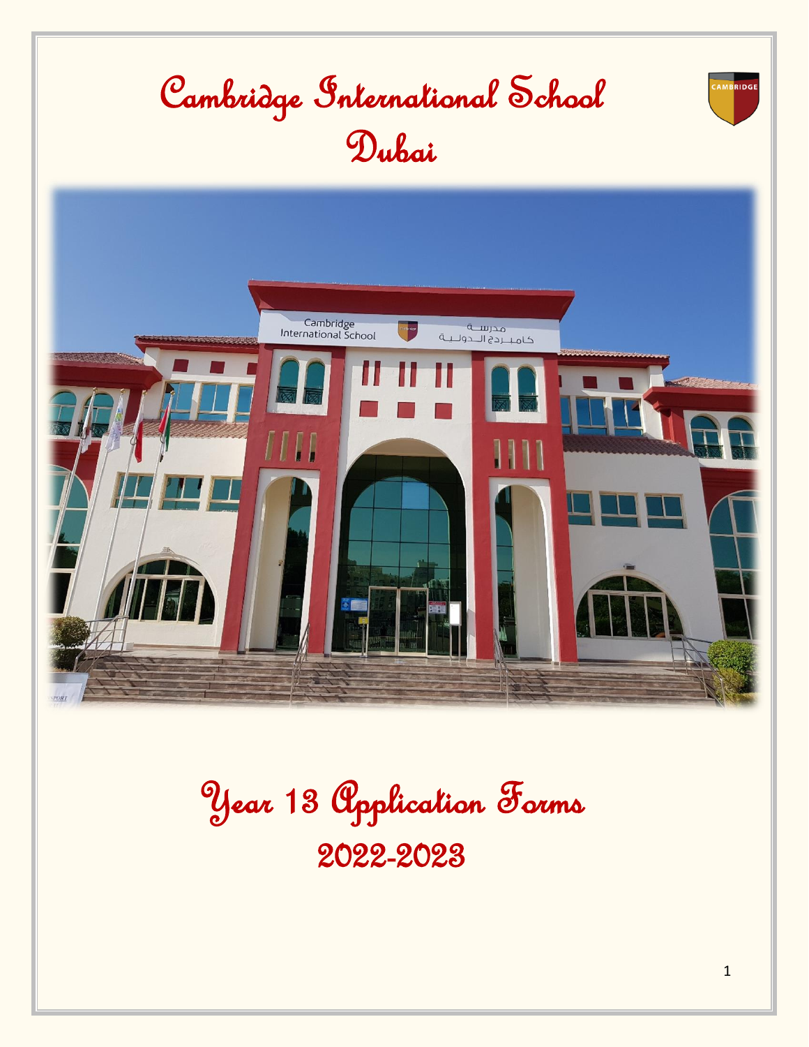# Cambridge International School Dubai

# Year 13 Application Forms 2022-2023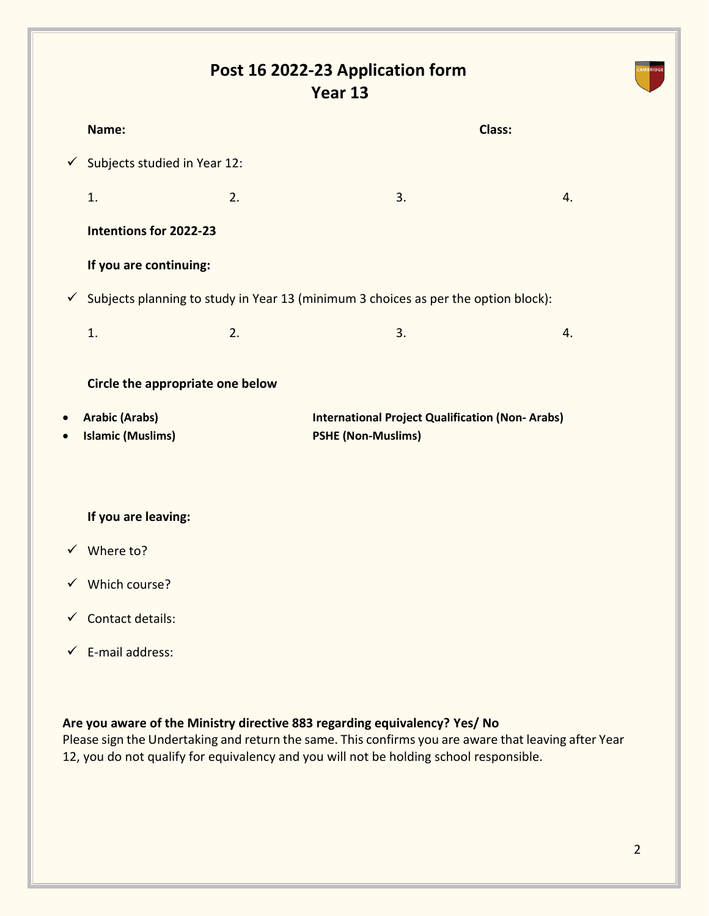# Post 16 2022-23 Application form
## Year 13

**Name:** **Class:**

- ✓ Subjects studied in Year 12:

1. 2. 3. 4.

**Intentions for 2022-23**

**If you are continuing:**

- ✓ Subjects planning to study in Year 13 (minimum 3 choices as per the option block):

1. 2. 3. 4.

**Circle the appropriate one below**

- **Arabic (Arabs)** **International Project Qualification (Non- Arabs)**
- **Islamic (Muslims)** **PSHE (Non-Muslims)**

**If you are leaving:**

- ✓ Where to?
- ✓ Which course?
- ✓ Contact details:
- ✓ E-mail address:

**Are you aware of the Ministry directive 883 regarding equivalency? Yes/ No**

Please sign the Undertaking and return the same. This confirms you are aware that leaving after Year 12, you do not qualify for equivalency and you will not be holding school responsible.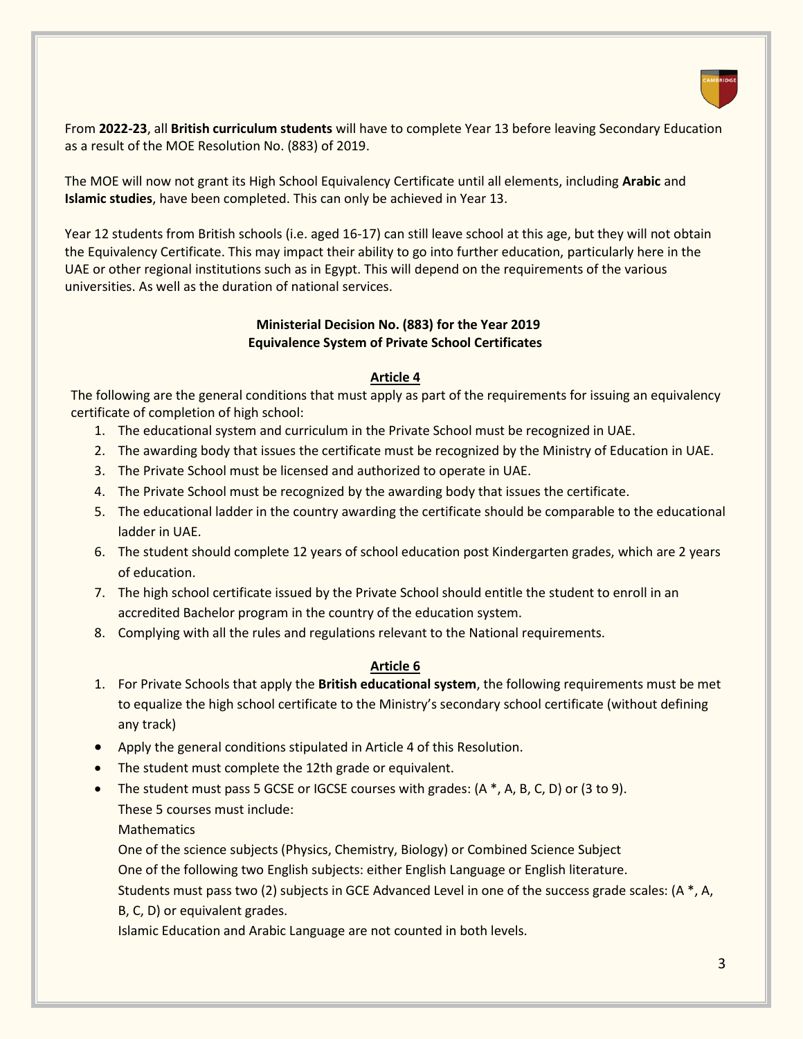From **2022-23**, all **British curriculum students** will have to complete Year 13 before leaving Secondary Education as a result of the MOE Resolution No. (883) of 2019.

The MOE will now not grant its High School Equivalency Certificate until all elements, including **Arabic** and **Islamic studies**, have been completed. This can only be achieved in Year 13.

Year 12 students from British schools (i.e. aged 16-17) can still leave school at this age, but they will not obtain the Equivalency Certificate. This may impact their ability to go into further education, particularly here in the UAE or other regional institutions such as in Egypt. This will depend on the requirements of the various universities. As well as the duration of national services.

**Ministerial Decision No. (883) for the Year 2019**
**Equivalence System of Private School Certificates**

**Article 4**

The following are the general conditions that must apply as part of the requirements for issuing an equivalency certificate of completion of high school:

1. The educational system and curriculum in the Private School must be recognized in UAE.
2. The awarding body that issues the certificate must be recognized by the Ministry of Education in UAE.
3. The Private School must be licensed and authorized to operate in UAE.
4. The Private School must be recognized by the awarding body that issues the certificate.
5. The educational ladder in the country awarding the certificate should be comparable to the educational ladder in UAE.
6. The student should complete 12 years of school education post Kindergarten grades, which are 2 years of education.
7. The high school certificate issued by the Private School should entitle the student to enroll in an accredited Bachelor program in the country of the education system.
8. Complying with all the rules and regulations relevant to the National requirements.

**Article 6**

1. For Private Schools that apply the **British educational system**, the following requirements must be met to equalize the high school certificate to the Ministry's secondary school certificate (without defining any track)

- Apply the general conditions stipulated in Article 4 of this Resolution.
- The student must complete the 12th grade or equivalent.
- The student must pass 5 GCSE or IGCSE courses with grades: (A *, A, B, C, D) or (3 to 9).
  These 5 courses must include:
  Mathematics
  One of the science subjects (Physics, Chemistry, Biology) or Combined Science Subject
  One of the following two English subjects: either English Language or English literature.
  Students must pass two (2) subjects in GCE Advanced Level in one of the success grade scales: (A *, A, B, C, D) or equivalent grades.
  Islamic Education and Arabic Language are not counted in both levels.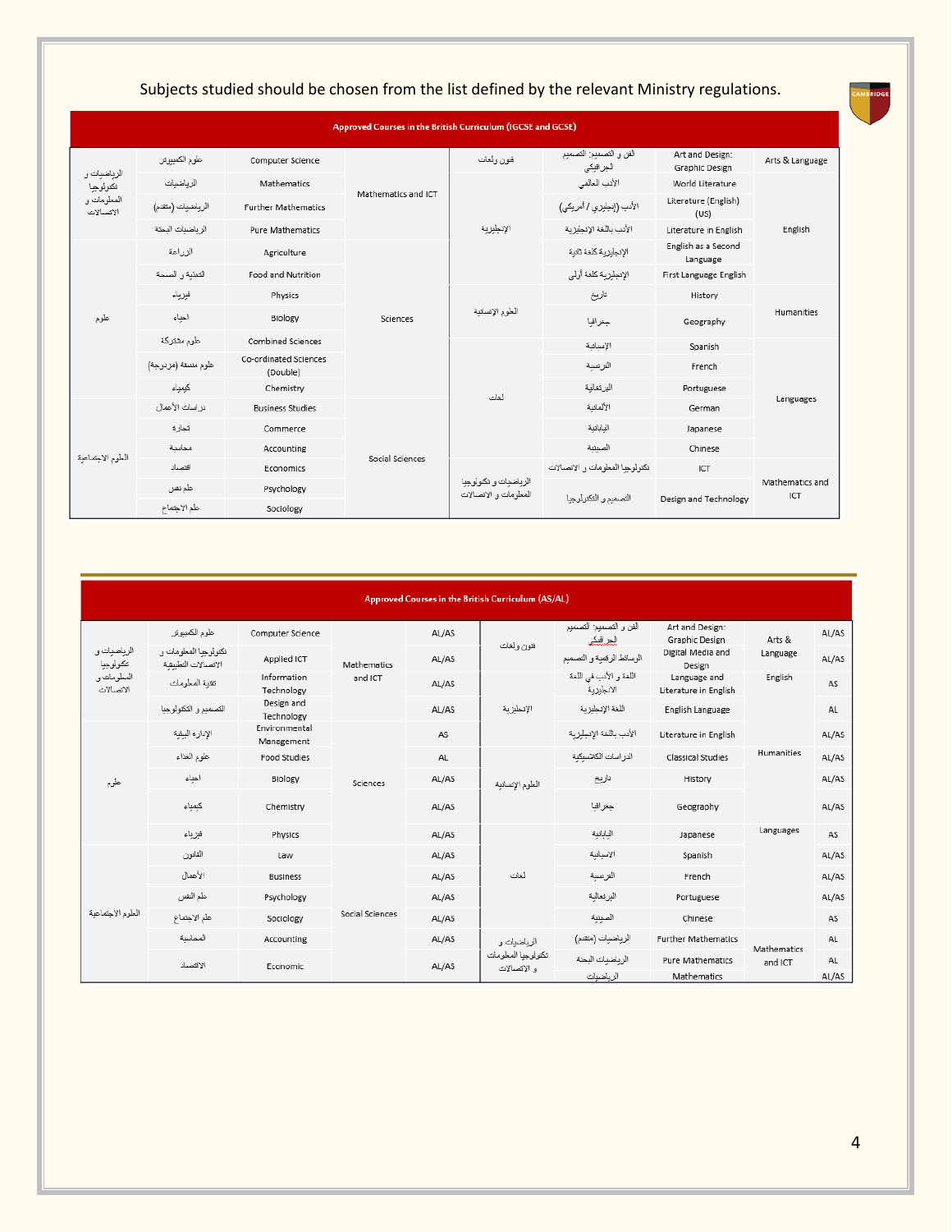Subjects studied should be chosen from the list defined by the relevant Ministry regulations.

| Approved Courses in the British Curriculum (IGCSE and GCSE) | | | | | | | |
|---|---|---|---|---|---|---|---|
| الرياضيات و تكنولوجيا المعلومات و الاتصالات | علوم الكمبيوتر | Computer Science | Mathematics and ICT | فنون ولغات | الفن و التصميم: التصميم الجرافيكي | Art and Design: Graphic Design | Arts & Language |
| | الرياضيات | Mathematics | | الإنجليزية | الأدب العالمي | World Literature | English |
| | الرياضيات (متقدم) | Further Mathematics | | | الأدب (إنجليزي / أمريكي) | Literature (English) (US) | |
| | الرياضيات البحتة | Pure Mathematics | | | الأدب باللغة الإنجليزية | Literature in English | |
| علوم | الزراعة | Agriculture | Sciences | | الإنجليزية كلغة ثانية | English as a Second Language | |
| | التغذية و الصحة | Food and Nutrition | | | الإنجليزية كلغة أولى | First Language English | |
| | فيزياء | Physics | | العلوم الإنسانية | تاريخ | History | Humanities |
| | احياء | Biology | | | جغرافيا | Geography | |
| | علوم مشتركة | Combined Sciences | | لغات | الإسبانية | Spanish | Languages |
| | علوم منسقة (مزدوجة) | Co-ordinated Sciences (Double) | | | الفرنسية | French | |
| | كيمياء | Chemistry | | | البرتغالية | Portuguese | |
| العلوم الاجتماعية | دراسات الأعمال | Business Studies | Social Sciences | | الألمانية | German | |
| | تجارة | Commerce | | | اليابانية | Japanese | |
| | محاسبة | Accounting | | | الصينية | Chinese | |
| | اقتصاد | Economics | | الرياضيات و تكنولوجيا المعلومات و الاتصالات | تكنولوجيا المعلومات و الاتصالات | ICT | Mathematics and ICT |
| | علم نفس | Psychology | | | التصميم و التكنولوجيا | Design and Technology | |
| | علم الاجتماع | Sociology | | | | | |

| Approved Courses in the British Curriculum (AS/AL) | | | | | | | | | |
|---|---|---|---|---|---|---|---|---|---|
| الرياضيات و تكنولوجيا المعلومات و الاتصالات | علوم الكمبيوتر | Computer Science | Mathematics and ICT | AL/AS | فنون ولغات | الفن و التصميم: التصميم الجرافيكي | Art and Design: Graphic Design | Arts & Language | AL/AS |
| | تكنولوجيا المعلومات و الاتصالات التطبيقية | Applied ICT | | AL/AS | | الوسائط الرقمية و التصميم | Digital Media and Design | | AL/AS |
| | تقنية المعلومات | Information Technology | | AL/AS | الإنجليزية | اللغة و الأدب في اللغة الانجليزية | Language and Literature in English | English | AS |
| | التصميم و التكنولوجيا | Design and Technology | | AL/AS | | اللغة الإنجليزية | English Language | | AL |
| علوم | الإدارة البيئية | Environmental Management | Sciences | AS | | الأدب باللغة الإنجليزية | Literature in English | | AL/AS |
| | علوم الغذاء | Food Studies | | AL | العلوم الإنسانية | الدراسات الكلاسيكية | Classical Studies | Humanities | AL/AS |
| | احياء | Biology | | AL/AS | | تاريخ | History | | AL/AS |
| | كيمياء | Chemistry | | AL/AS | | جغرافيا | Geography | | AL/AS |
| | فيزياء | Physics | | AL/AS | لغات | اليابانية | Japanese | Languages | AS |
| العلوم الاجتماعية | القانون | Law | Social Sciences | AL/AS | | الاسبانية | Spanish | | AL/AS |
| | الأعمال | Business | | AL/AS | | الفرنسية | French | | AL/AS |
| | علم النفس | Psychology | | AL/AS | | البرتغالية | Portuguese | | AL/AS |
| | علم الاجتماع | Sociology | | AL/AS | | الصينية | Chinese | | AS |
| | المحاسبة | Accounting | | AL/AS | الرياضيات و تكنولوجيا المعلومات و الاتصالات | الرياضيات (متقدم) | Further Mathematics | Mathematics and ICT | AL |
| | الاقتصاد | Economic | | AL/AS | | الرياضيات البحتة | Pure Mathematics | | AL |
| | | | | | | الرياضيات | Mathematics | | AL/AS |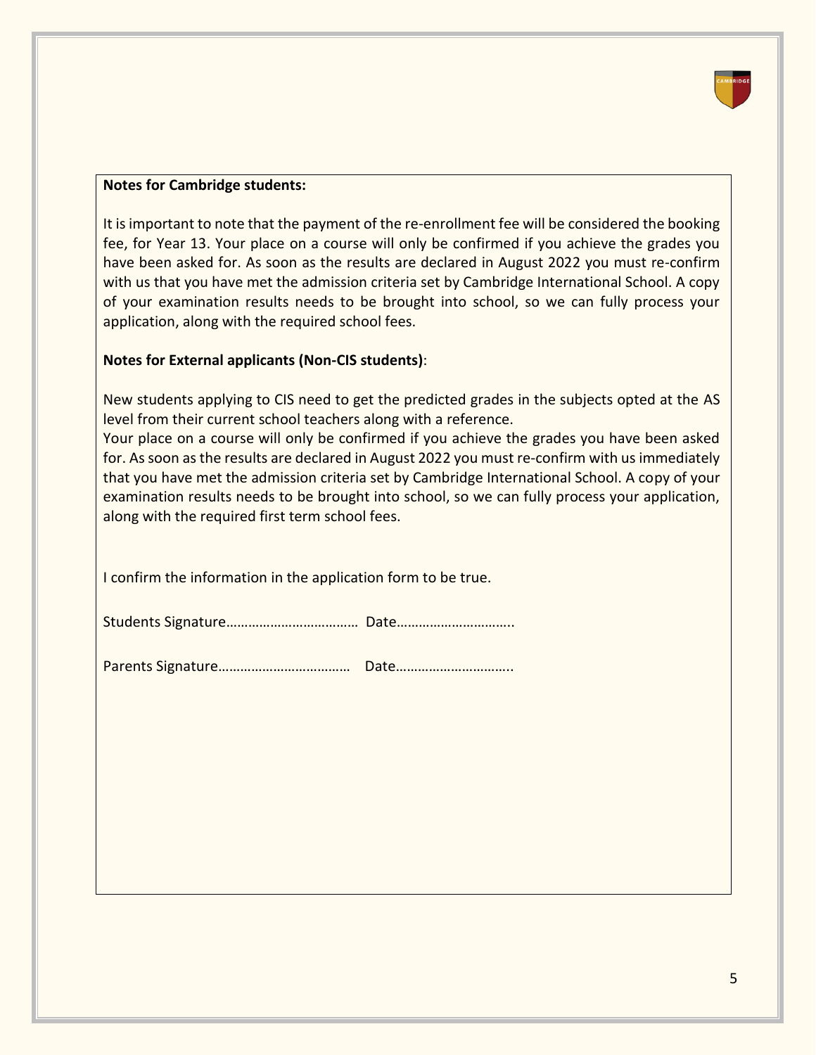**Notes for Cambridge students:**

It is important to note that the payment of the re-enrollment fee will be considered the booking fee, for Year 13. Your place on a course will only be confirmed if you achieve the grades you have been asked for. As soon as the results are declared in August 2022 you must re-confirm with us that you have met the admission criteria set by Cambridge International School. A copy of your examination results needs to be brought into school, so we can fully process your application, along with the required school fees.

**Notes for External applicants (Non-CIS students)**:

New students applying to CIS need to get the predicted grades in the subjects opted at the AS level from their current school teachers along with a reference.

Your place on a course will only be confirmed if you achieve the grades you have been asked for. As soon as the results are declared in August 2022 you must re-confirm with us immediately that you have met the admission criteria set by Cambridge International School. A copy of your examination results needs to be brought into school, so we can fully process your application, along with the required first term school fees.

I confirm the information in the application form to be true.

Students Signature……………………………… Date…………………………..

Parents Signature……………………………… Date…………………………..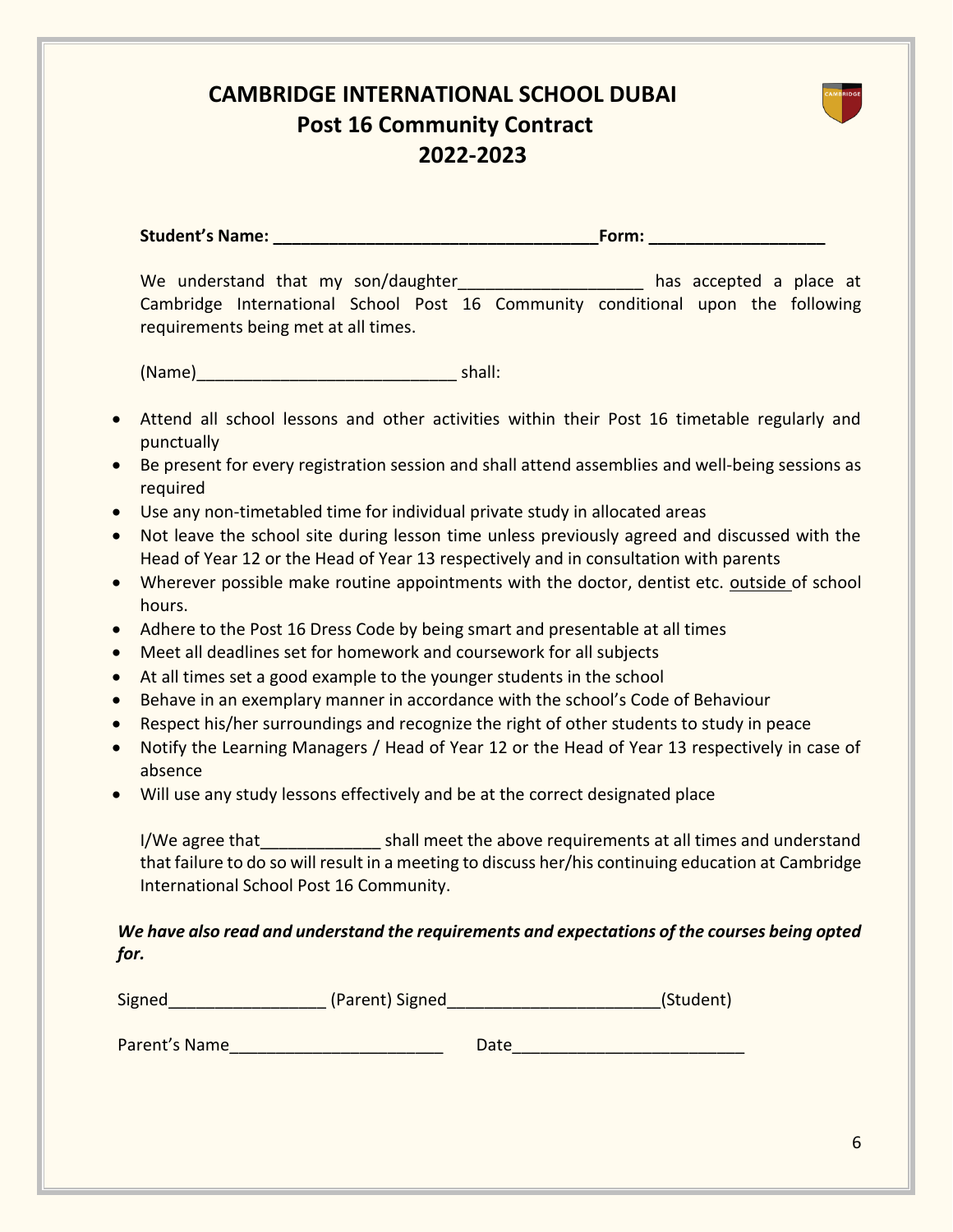# CAMBRIDGE INTERNATIONAL SCHOOL DUBAI
## Post 16 Community Contract
## 2022-2023

**Student's Name: ___________________________________Form: __________________**

We understand that my son/daughter___________________ has accepted a place at Cambridge International School Post 16 Community conditional upon the following requirements being met at all times.

(Name)___________________________ shall:

- Attend all school lessons and other activities within their Post 16 timetable regularly and punctually
- Be present for every registration session and shall attend assemblies and well-being sessions as required
- Use any non-timetabled time for individual private study in allocated areas
- Not leave the school site during lesson time unless previously agreed and discussed with the Head of Year 12 or the Head of Year 13 respectively and in consultation with parents
- Wherever possible make routine appointments with the doctor, dentist etc. <u>outside</u> of school hours.
- Adhere to the Post 16 Dress Code by being smart and presentable at all times
- Meet all deadlines set for homework and coursework for all subjects
- At all times set a good example to the younger students in the school
- Behave in an exemplary manner in accordance with the school's Code of Behaviour
- Respect his/her surroundings and recognize the right of other students to study in peace
- Notify the Learning Managers / Head of Year 12 or the Head of Year 13 respectively in case of absence
- Will use any study lessons effectively and be at the correct designated place

I/We agree that_____________ shall meet the above requirements at all times and understand that failure to do so will result in a meeting to discuss her/his continuing education at Cambridge International School Post 16 Community.

***We have also read and understand the requirements and expectations of the courses being opted for.***

Signed_________________ (Parent) Signed_______________________(Student)

Parent's Name_______________________ Date_________________________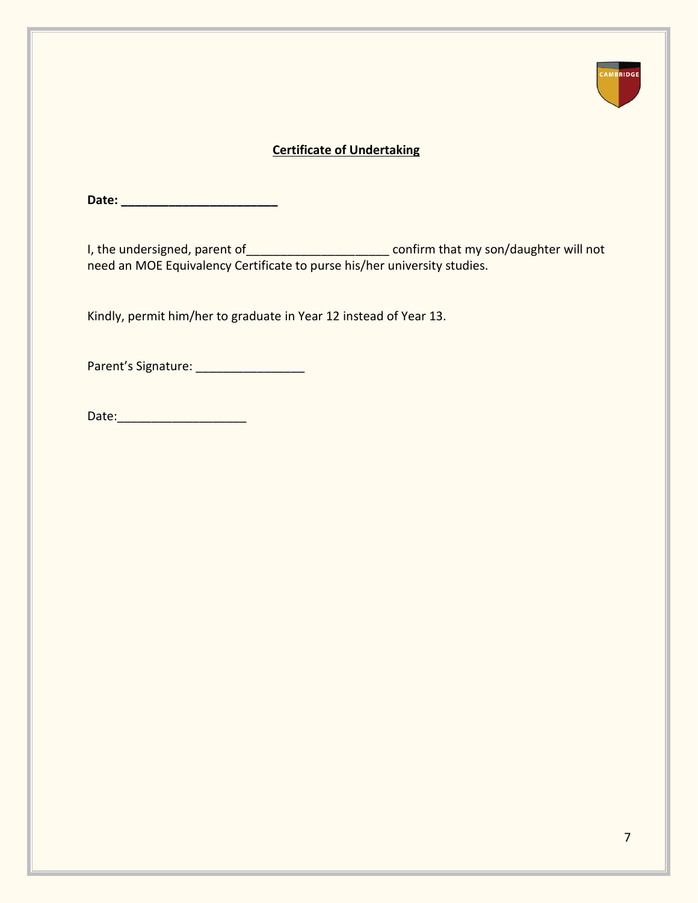**Certificate of Undertaking**

**Date: _______________________**

I, the undersigned, parent of_____________________ confirm that my son/daughter will not need an MOE Equivalency Certificate to purse his/her university studies.

Kindly, permit him/her to graduate in Year 12 instead of Year 13.

Parent's Signature: _______________

Date:__________________